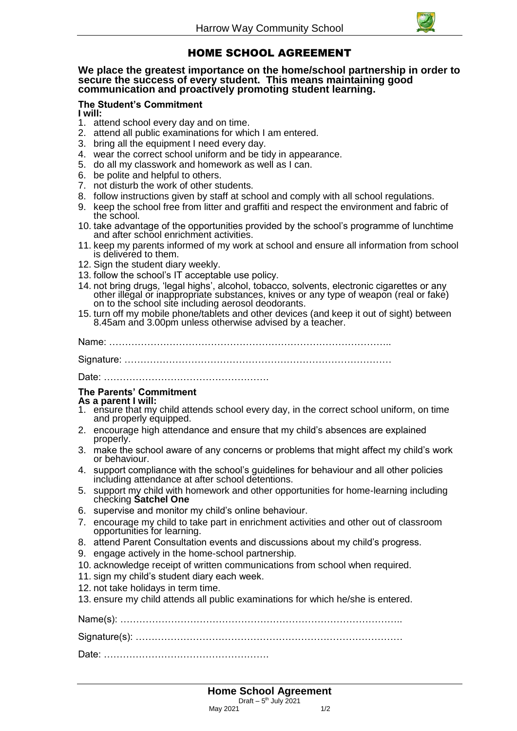# HOME SCHOOL AGREEMENT

**We place the greatest importance on the home/school partnership in order to secure the success of every student. This means maintaining good communication and proactively promoting student learning.**

**The Student's Commitment**
**I will:**

1. attend school every day and on time.
2. attend all public examinations for which I am entered.
3. bring all the equipment I need every day.
4. wear the correct school uniform and be tidy in appearance.
5. do all my classwork and homework as well as I can.
6. be polite and helpful to others.
7. not disturb the work of other students.
8. follow instructions given by staff at school and comply with all school regulations.
9. keep the school free from litter and graffiti and respect the environment and fabric of the school.
10. take advantage of the opportunities provided by the school's programme of lunchtime and after school enrichment activities.
11. keep my parents informed of my work at school and ensure all information from school is delivered to them.
12. Sign the student diary weekly.
13. follow the school's IT acceptable use policy.
14. not bring drugs, 'legal highs', alcohol, tobacco, solvents, electronic cigarettes or any other illegal or inappropriate substances, knives or any type of weapon (real or fake) on to the school site including aerosol deodorants.
15. turn off my mobile phone/tablets and other devices (and keep it out of sight) between 8.45am and 3.00pm unless otherwise advised by a teacher.

Name: ……………………………………………………………………………..

Signature: …………………………………………………………………………

Date: ……………………………………………

**The Parents' Commitment**
**As a parent I will:**

1. ensure that my child attends school every day, in the correct school uniform, on time and properly equipped.
2. encourage high attendance and ensure that my child's absences are explained properly.
3. make the school aware of any concerns or problems that might affect my child's work or behaviour.
4. support compliance with the school's guidelines for behaviour and all other policies including attendance at after school detentions.
5. support my child with homework and other opportunities for home-learning including checking **Satchel One**
6. supervise and monitor my child's online behaviour.
7. encourage my child to take part in enrichment activities and other out of classroom opportunities for learning.
8. attend Parent Consultation events and discussions about my child's progress.
9. engage actively in the home-school partnership.
10. acknowledge receipt of written communications from school when required.
11. sign my child's student diary each week.
12. not take holidays in term time.
13. ensure my child attends all public examinations for which he/she is entered.

Name(s): ……………………………………………………………………………..

Signature(s): ………………………………………………………………………

Date: ……………………………………………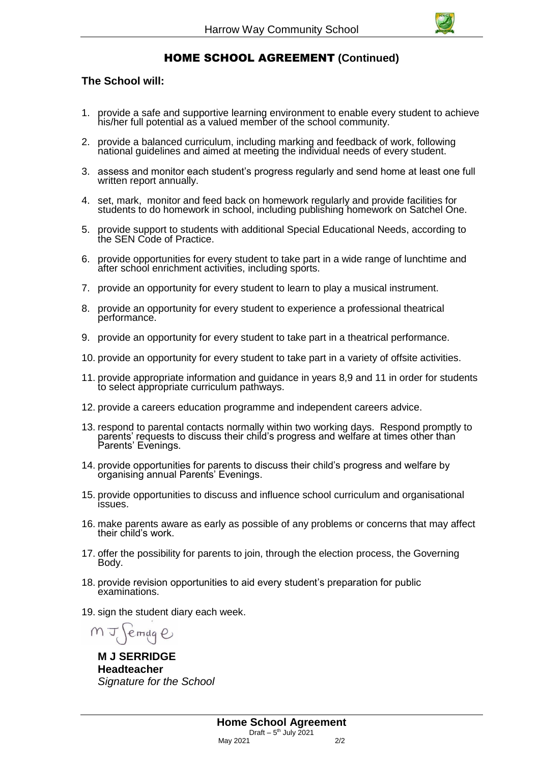## HOME SCHOOL AGREEMENT (Continued)

**The School will:**

1. provide a safe and supportive learning environment to enable every student to achieve his/her full potential as a valued member of the school community.
2. provide a balanced curriculum, including marking and feedback of work, following national guidelines and aimed at meeting the individual needs of every student.
3. assess and monitor each student's progress regularly and send home at least one full written report annually.
4. set, mark, monitor and feed back on homework regularly and provide facilities for students to do homework in school, including publishing homework on Satchel One.
5. provide support to students with additional Special Educational Needs, according to the SEN Code of Practice.
6. provide opportunities for every student to take part in a wide range of lunchtime and after school enrichment activities, including sports.
7. provide an opportunity for every student to learn to play a musical instrument.
8. provide an opportunity for every student to experience a professional theatrical performance.
9. provide an opportunity for every student to take part in a theatrical performance.
10. provide an opportunity for every student to take part in a variety of offsite activities.
11. provide appropriate information and guidance in years 8,9 and 11 in order for students to select appropriate curriculum pathways.
12. provide a careers education programme and independent careers advice.
13. respond to parental contacts normally within two working days. Respond promptly to parents' requests to discuss their child's progress and welfare at times other than Parents' Evenings.
14. provide opportunities for parents to discuss their child's progress and welfare by organising annual Parents' Evenings.
15. provide opportunities to discuss and influence school curriculum and organisational issues.
16. make parents aware as early as possible of any problems or concerns that may affect their child's work.
17. offer the possibility for parents to join, through the election process, the Governing Body.
18. provide revision opportunities to aid every student's preparation for public examinations.
19. sign the student diary each week.

M J Serridge

**M J SERRIDGE**
**Headteacher**
*Signature for the School*

**Home School Agreement**
Draft – 5th July 2021
May 2021